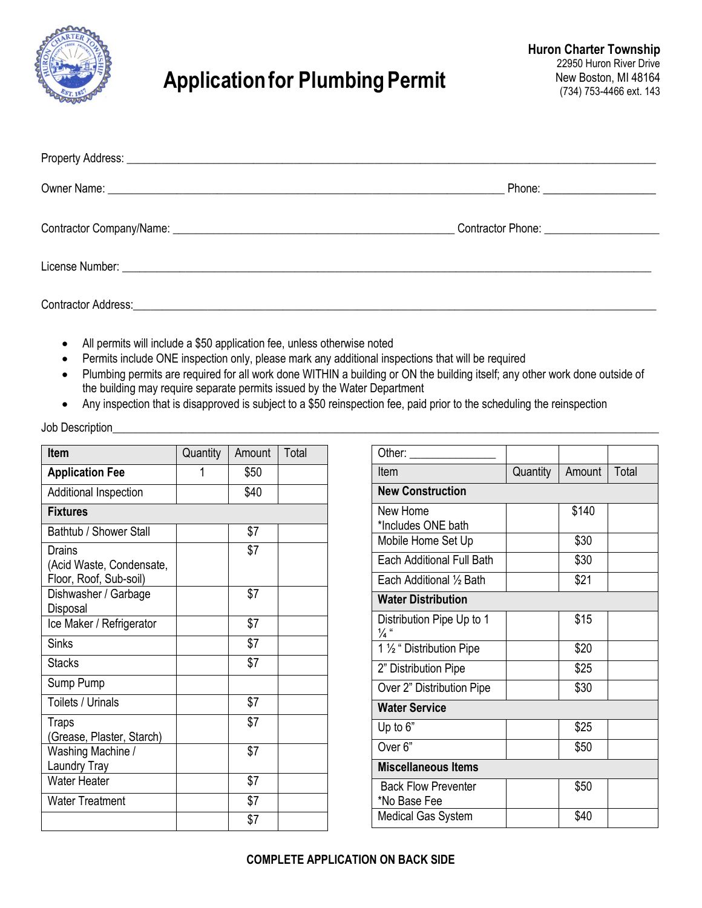# Application for Plumbing Permit

**Huron Charter Township**
22950 Huron River Drive
New Boston, MI 48164
(734) 753-4466 ext. 143

Property Address: ____________________________________________

Owner Name: ____________________________________________ Phone: ____________________

Contractor Company/Name: ____________________________________________ Contractor Phone: ____________________

License Number: ____________________________________________

Contractor Address: ____________________________________________

- All permits will include a $50 application fee, unless otherwise noted
- Permits include ONE inspection only, please mark any additional inspections that will be required
- Plumbing permits are required for all work done WITHIN a building or ON the building itself; any other work done outside of the building may require separate permits issued by the Water Department
- Any inspection that is disapproved is subject to a $50 reinspection fee, paid prior to the scheduling the reinspection

Job Description____________________________________________

| Item | Quantity | Amount | Total |
|---|---|---|---|
| **Application Fee** | 1 | $50 | |
| Additional Inspection | | $40 | |
| **Fixtures** | | | |
| Bathtub / Shower Stall | | $7 | |
| Drains (Acid Waste, Condensate, Floor, Roof, Sub-soil) | | $7 | |
| Dishwasher / Garbage Disposal | | $7 | |
| Ice Maker / Refrigerator | | $7 | |
| Sinks | | $7 | |
| Stacks | | $7 | |
| Sump Pump | | | |
| Toilets / Urinals | | $7 | |
| Traps (Grease, Plaster, Starch) | | $7 | |
| Washing Machine / Laundry Tray | | $7 | |
| Water Heater | | $7 | |
| Water Treatment | | $7 | |
| | | $7 | |

| Other: _______________ | | | |
|---|---|---|---|
| Item | Quantity | Amount | Total |
| **New Construction** | | | |
| New Home *Includes ONE bath | | $140 | |
| Mobile Home Set Up | | $30 | |
| Each Additional Full Bath | | $30 | |
| Each Additional ½ Bath | | $21 | |
| **Water Distribution** | | | |
| Distribution Pipe Up to 1 ¼ " | | $15 | |
| 1 ½ " Distribution Pipe | | $20 | |
| 2" Distribution Pipe | | $25 | |
| Over 2" Distribution Pipe | | $30 | |
| **Water Service** | | | |
| Up to 6" | | $25 | |
| Over 6" | | $50 | |
| **Miscellaneous Items** | | | |
| Back Flow Preventer *No Base Fee | | $50 | |
| Medical Gas System | | $40 | |

**COMPLETE APPLICATION ON BACK SIDE**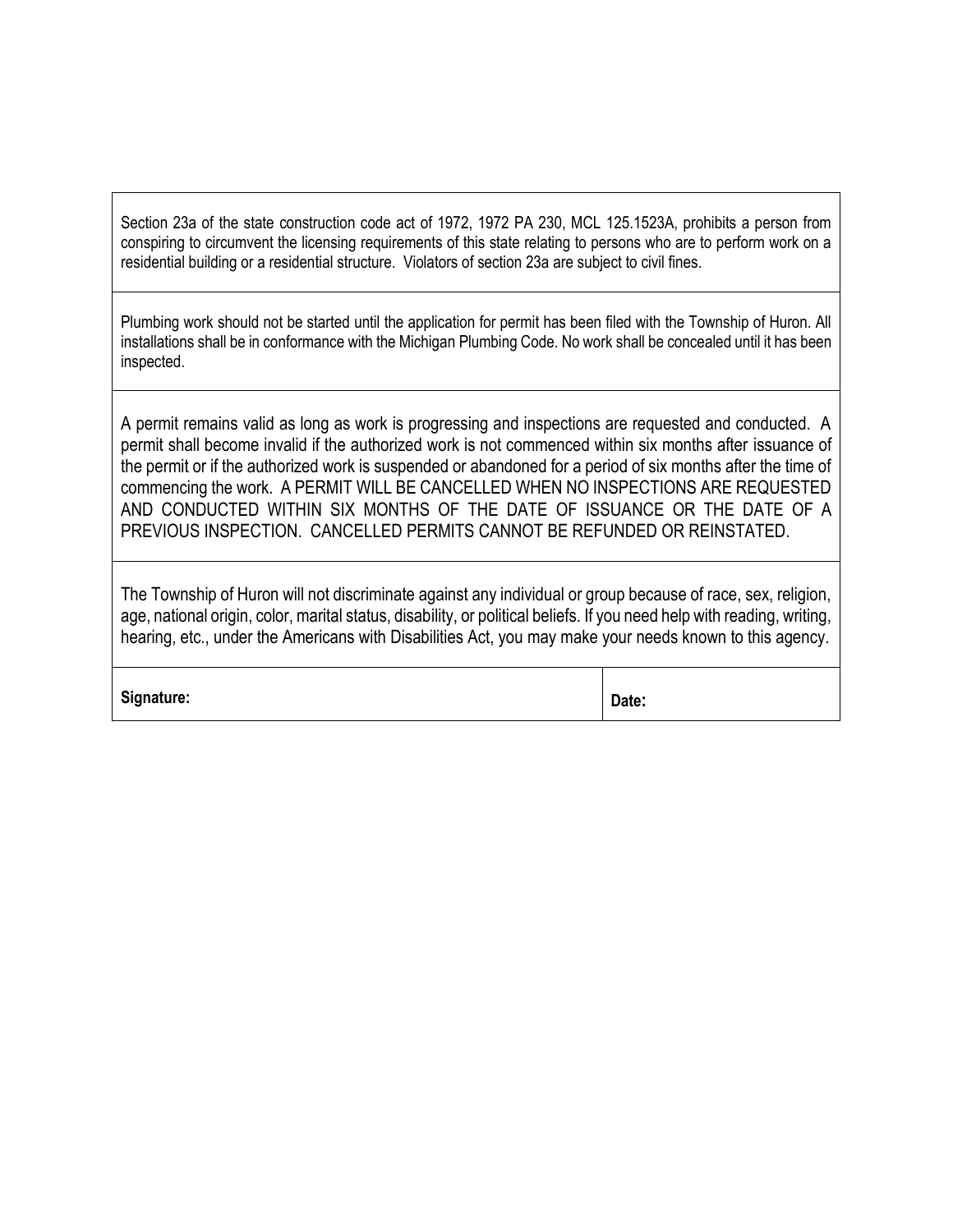Section 23a of the state construction code act of 1972, 1972 PA 230, MCL 125.1523A, prohibits a person from conspiring to circumvent the licensing requirements of this state relating to persons who are to perform work on a residential building or a residential structure. Violators of section 23a are subject to civil fines.

Plumbing work should not be started until the application for permit has been filed with the Township of Huron. All installations shall be in conformance with the Michigan Plumbing Code. No work shall be concealed until it has been inspected.

A permit remains valid as long as work is progressing and inspections are requested and conducted. A permit shall become invalid if the authorized work is not commenced within six months after issuance of the permit or if the authorized work is suspended or abandoned for a period of six months after the time of commencing the work. A PERMIT WILL BE CANCELLED WHEN NO INSPECTIONS ARE REQUESTED AND CONDUCTED WITHIN SIX MONTHS OF THE DATE OF ISSUANCE OR THE DATE OF A PREVIOUS INSPECTION. CANCELLED PERMITS CANNOT BE REFUNDED OR REINSTATED.

The Township of Huron will not discriminate against any individual or group because of race, sex, religion, age, national origin, color, marital status, disability, or political beliefs. If you need help with reading, writing, hearing, etc., under the Americans with Disabilities Act, you may make your needs known to this agency.

| | |
|---|---|
| **Signature:** | **Date:** |